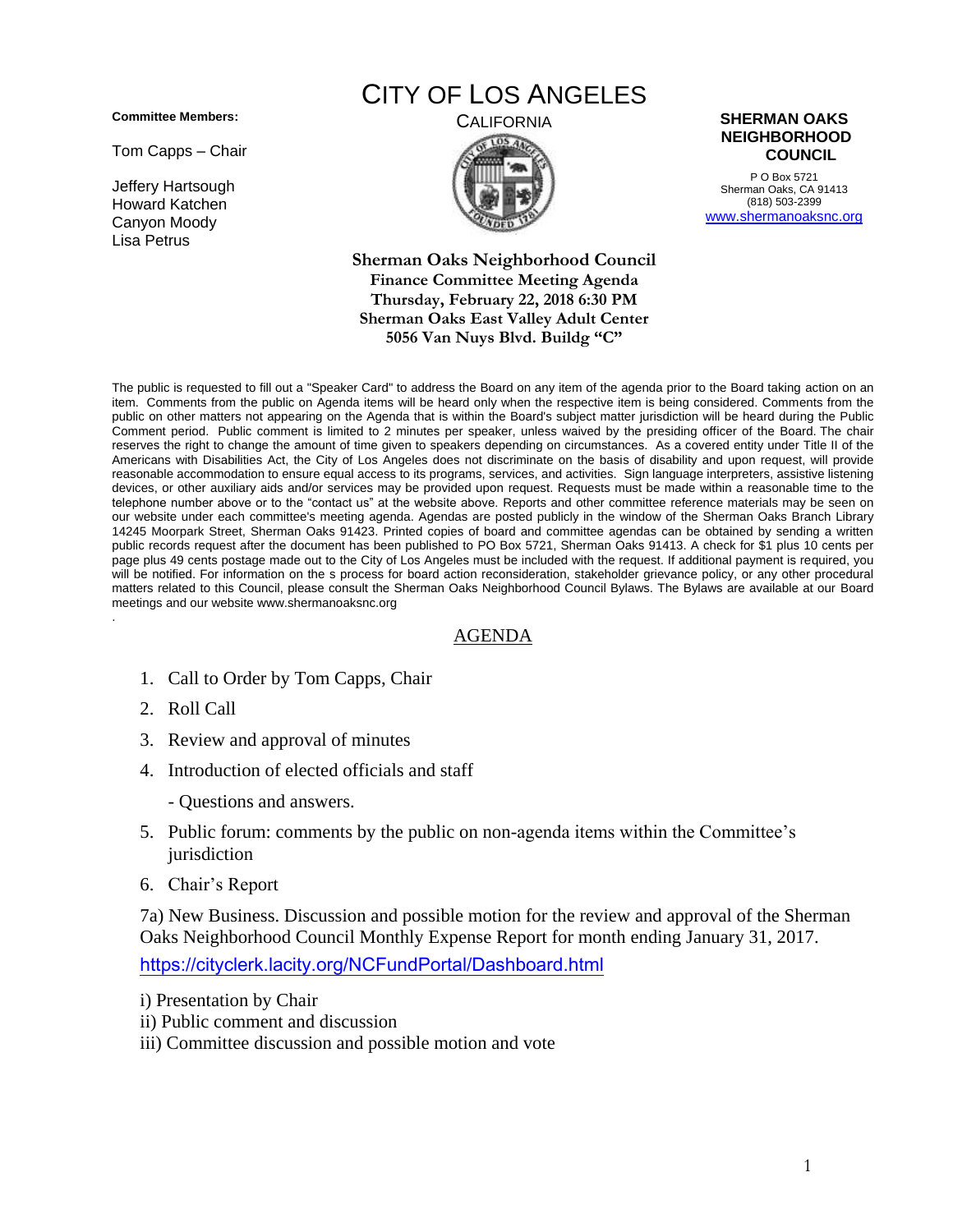# CITY OF LOS ANGELES

CALIFORNIA

**Committee Members:**

Tom Capps – Chair

Jeffery Hartsough
Howard Katchen
Canyon Moody
Lisa Petrus

**SHERMAN OAKS NEIGHBORHOOD COUNCIL**

P O Box 5721
Sherman Oaks, CA 91413
(818) 503-2399
www.shermanoaksnc.org

**Sherman Oaks Neighborhood Council**
**Finance Committee Meeting Agenda**
**Thursday, February 22, 2018 6:30 PM**
**Sherman Oaks East Valley Adult Center**
**5056 Van Nuys Blvd. Buildg "C"**

The public is requested to fill out a "Speaker Card" to address the Board on any item of the agenda prior to the Board taking action on an item. Comments from the public on Agenda items will be heard only when the respective item is being considered. Comments from the public on other matters not appearing on the Agenda that is within the Board's subject matter jurisdiction will be heard during the Public Comment period. Public comment is limited to 2 minutes per speaker, unless waived by the presiding officer of the Board. The chair reserves the right to change the amount of time given to speakers depending on circumstances. As a covered entity under Title II of the Americans with Disabilities Act, the City of Los Angeles does not discriminate on the basis of disability and upon request, will provide reasonable accommodation to ensure equal access to its programs, services, and activities. Sign language interpreters, assistive listening devices, or other auxiliary aids and/or services may be provided upon request. Requests must be made within a reasonable time to the telephone number above or to the "contact us" at the website above. Reports and other committee reference materials may be seen on our website under each committee's meeting agenda. Agendas are posted publicly in the window of the Sherman Oaks Branch Library 14245 Moorpark Street, Sherman Oaks 91423. Printed copies of board and committee agendas can be obtained by sending a written public records request after the document has been published to PO Box 5721, Sherman Oaks 91413. A check for $1 plus 10 cents per page plus 49 cents postage made out to the City of Los Angeles must be included with the request. If additional payment is required, you will be notified. For information on the s process for board action reconsideration, stakeholder grievance policy, or any other procedural matters related to this Council, please consult the Sherman Oaks Neighborhood Council Bylaws. The Bylaws are available at our Board meetings and our website www.shermanoaksnc.org

## AGENDA

1. Call to Order by Tom Capps, Chair
2. Roll Call
3. Review and approval of minutes
4. Introduction of elected officials and staff

   - Questions and answers.
5. Public forum: comments by the public on non-agenda items within the Committee's jurisdiction
6. Chair's Report

7a) New Business. Discussion and possible motion for the review and approval of the Sherman Oaks Neighborhood Council Monthly Expense Report for month ending January 31, 2017.

https://cityclerk.lacity.org/NCFundPortal/Dashboard.html

i) Presentation by Chair
ii) Public comment and discussion
iii) Committee discussion and possible motion and vote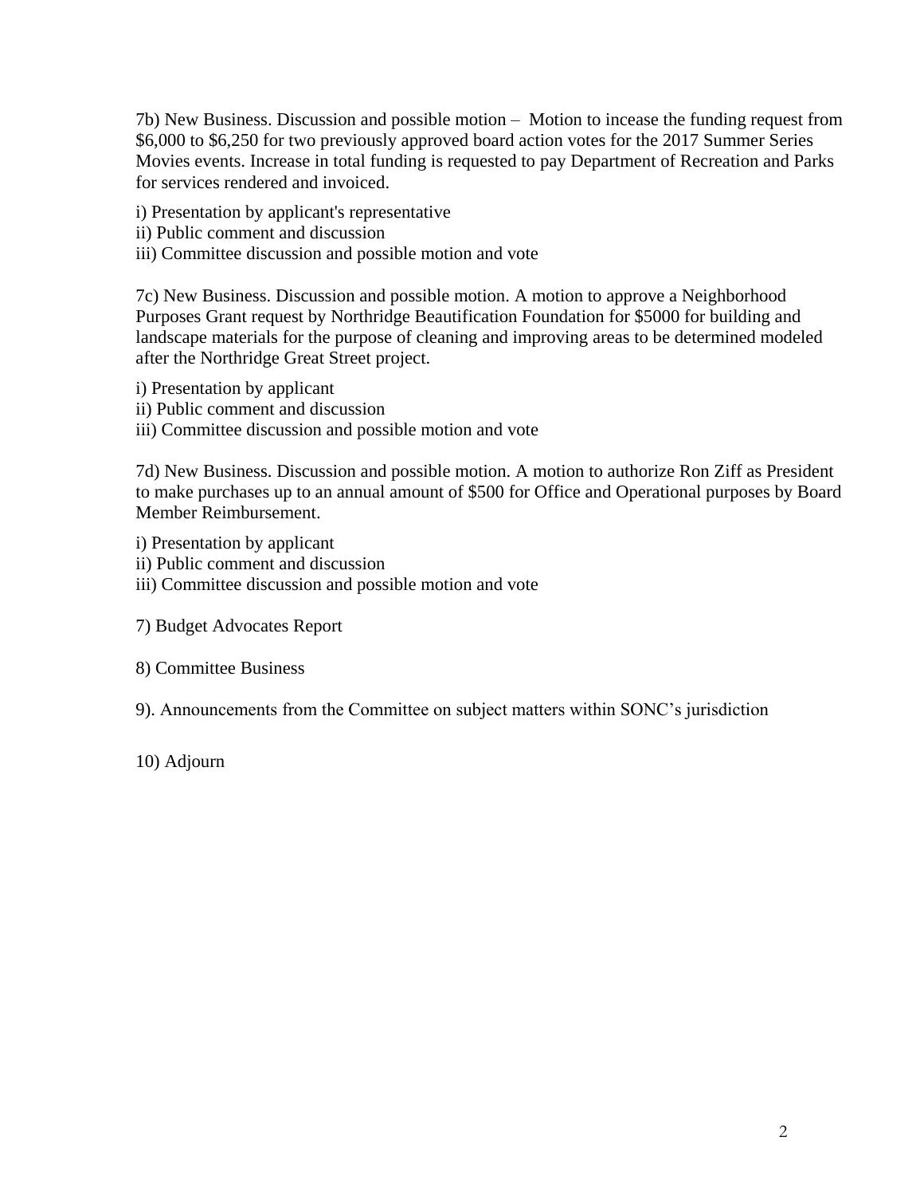7b) New Business. Discussion and possible motion – Motion to incease the funding request from $6,000 to $6,250 for two previously approved board action votes for the 2017 Summer Series Movies events. Increase in total funding is requested to pay Department of Recreation and Parks for services rendered and invoiced.

i) Presentation by applicant's representative
ii) Public comment and discussion
iii) Committee discussion and possible motion and vote

7c) New Business. Discussion and possible motion. A motion to approve a Neighborhood Purposes Grant request by Northridge Beautification Foundation for $5000 for building and landscape materials for the purpose of cleaning and improving areas to be determined modeled after the Northridge Great Street project.

i) Presentation by applicant
ii) Public comment and discussion
iii) Committee discussion and possible motion and vote

7d) New Business. Discussion and possible motion. A motion to authorize Ron Ziff as President to make purchases up to an annual amount of $500 for Office and Operational purposes by Board Member Reimbursement.

i) Presentation by applicant
ii) Public comment and discussion
iii) Committee discussion and possible motion and vote

7) Budget Advocates Report

8) Committee Business

9). Announcements from the Committee on subject matters within SONC's jurisdiction

10) Adjourn